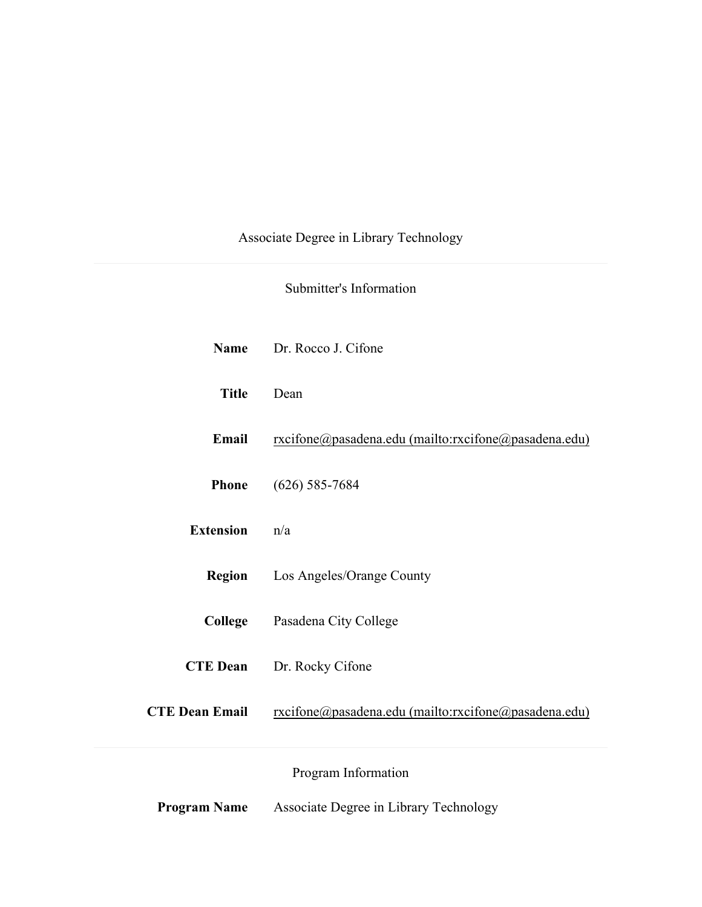# Associate Degree in Library Technology

## Submitter's Information

| | |
|---|---|
| **Name** | Dr. Rocco J. Cifone |
| **Title** | Dean |
| **Email** | rxcifone@pasadena.edu (mailto:rxcifone@pasadena.edu) |
| **Phone** | (626) 585-7684 |
| **Extension** | n/a |
| **Region** | Los Angeles/Orange County |
| **College** | Pasadena City College |
| **CTE Dean** | Dr. Rocky Cifone |
| **CTE Dean Email** | rxcifone@pasadena.edu (mailto:rxcifone@pasadena.edu) |

## Program Information

| | |
|---|---|
| **Program Name** | Associate Degree in Library Technology |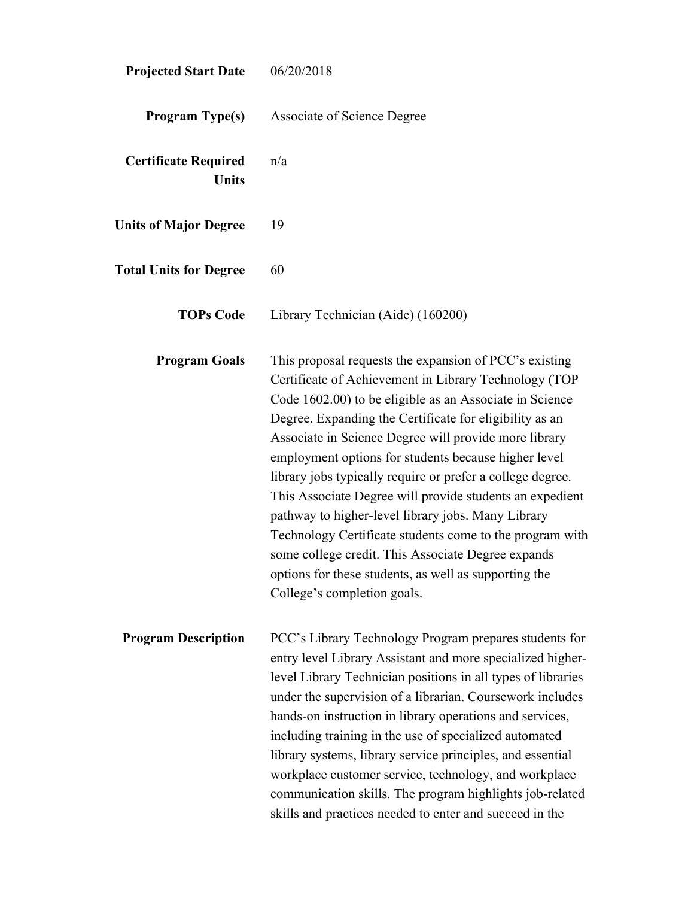**Projected Start Date** 06/20/2018

**Program Type(s)** Associate of Science Degree

**Certificate Required Units** n/a

**Units of Major Degree** 19

**Total Units for Degree** 60

**TOPs Code** Library Technician (Aide) (160200)

**Program Goals** This proposal requests the expansion of PCC's existing Certificate of Achievement in Library Technology (TOP Code 1602.00) to be eligible as an Associate in Science Degree. Expanding the Certificate for eligibility as an Associate in Science Degree will provide more library employment options for students because higher level library jobs typically require or prefer a college degree. This Associate Degree will provide students an expedient pathway to higher-level library jobs. Many Library Technology Certificate students come to the program with some college credit. This Associate Degree expands options for these students, as well as supporting the College's completion goals.

**Program Description** PCC's Library Technology Program prepares students for entry level Library Assistant and more specialized higher-level Library Technician positions in all types of libraries under the supervision of a librarian. Coursework includes hands-on instruction in library operations and services, including training in the use of specialized automated library systems, library service principles, and essential workplace customer service, technology, and workplace communication skills. The program highlights job-related skills and practices needed to enter and succeed in the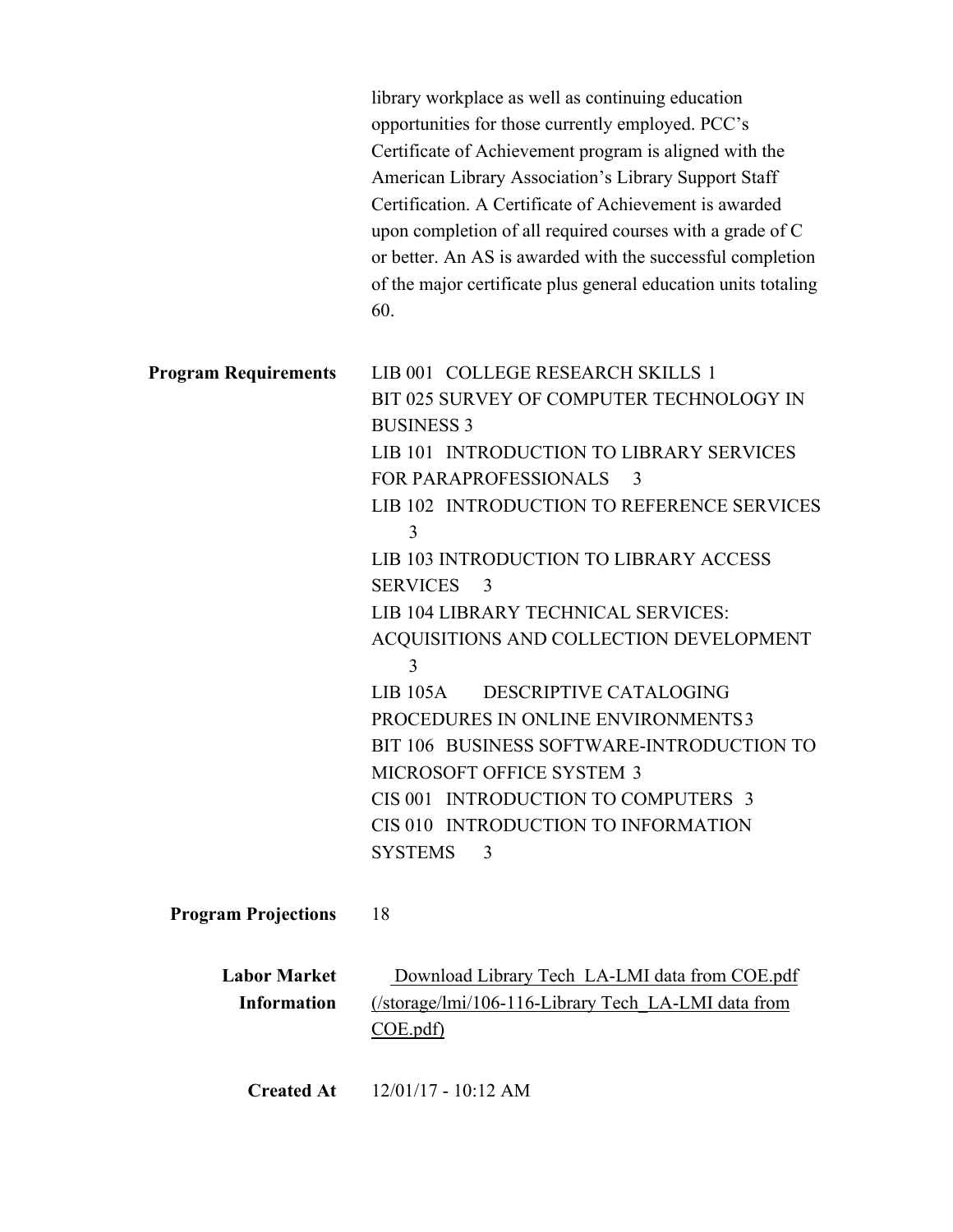library workplace as well as continuing education opportunities for those currently employed. PCC's Certificate of Achievement program is aligned with the American Library Association's Library Support Staff Certification. A Certificate of Achievement is awarded upon completion of all required courses with a grade of C or better. An AS is awarded with the successful completion of the major certificate plus general education units totaling 60.

**Program Requirements**

LIB 001 COLLEGE RESEARCH SKILLS 1
BIT 025 SURVEY OF COMPUTER TECHNOLOGY IN BUSINESS 3
LIB 101 INTRODUCTION TO LIBRARY SERVICES FOR PARAPROFESSIONALS 3
LIB 102 INTRODUCTION TO REFERENCE SERVICES 3
LIB 103 INTRODUCTION TO LIBRARY ACCESS SERVICES 3
LIB 104 LIBRARY TECHNICAL SERVICES: ACQUISITIONS AND COLLECTION DEVELOPMENT 3
LIB 105A DESCRIPTIVE CATALOGING PROCEDURES IN ONLINE ENVIRONMENTS 3
BIT 106 BUSINESS SOFTWARE-INTRODUCTION TO MICROSOFT OFFICE SYSTEM 3
CIS 001 INTRODUCTION TO COMPUTERS 3
CIS 010 INTRODUCTION TO INFORMATION SYSTEMS 3

**Program Projections**

18

**Labor Market Information**

[Download Library Tech LA-LMI data from COE.pdf (/storage/lmi/106-116-Library Tech_LA-LMI data from COE.pdf)](/storage/lmi/106-116-Library Tech_LA-LMI data from COE.pdf)

**Created At**

12/01/17 - 10:12 AM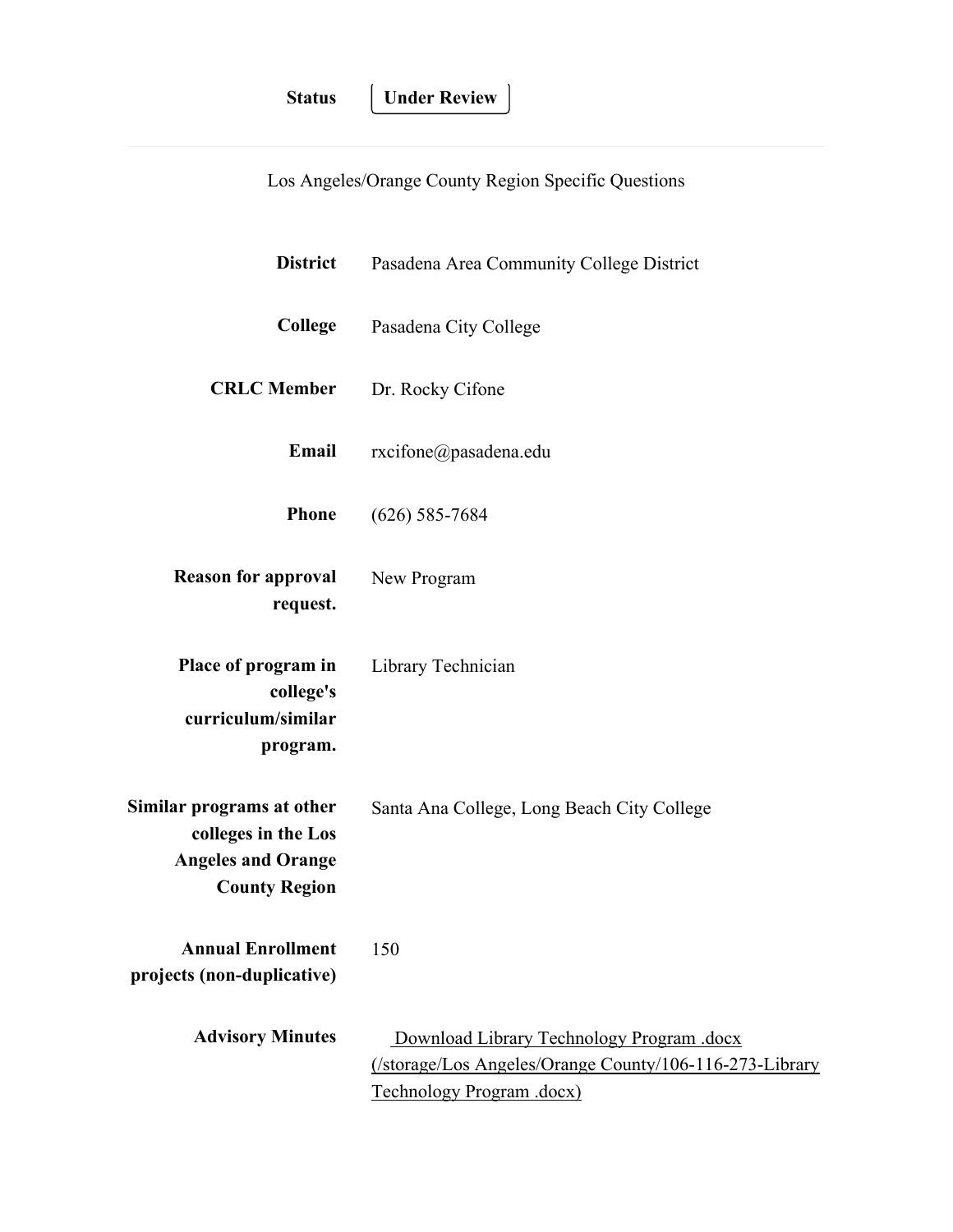**Status** Under Review

Los Angeles/Orange County Region Specific Questions

| | |
|---|---|
| **District** | Pasadena Area Community College District |
| **College** | Pasadena City College |
| **CRLC Member** | Dr. Rocky Cifone |
| **Email** | rxcifone@pasadena.edu |
| **Phone** | (626) 585-7684 |
| **Reason for approval request.** | New Program |
| **Place of program in college's curriculum/similar program.** | Library Technician |
| **Similar programs at other colleges in the Los Angeles and Orange County Region** | Santa Ana College, Long Beach City College |
| **Annual Enrollment projects (non-duplicative)** | 150 |
| **Advisory Minutes** | Download Library Technology Program .docx (/storage/Los Angeles/Orange County/106-116-273-Library Technology Program .docx) |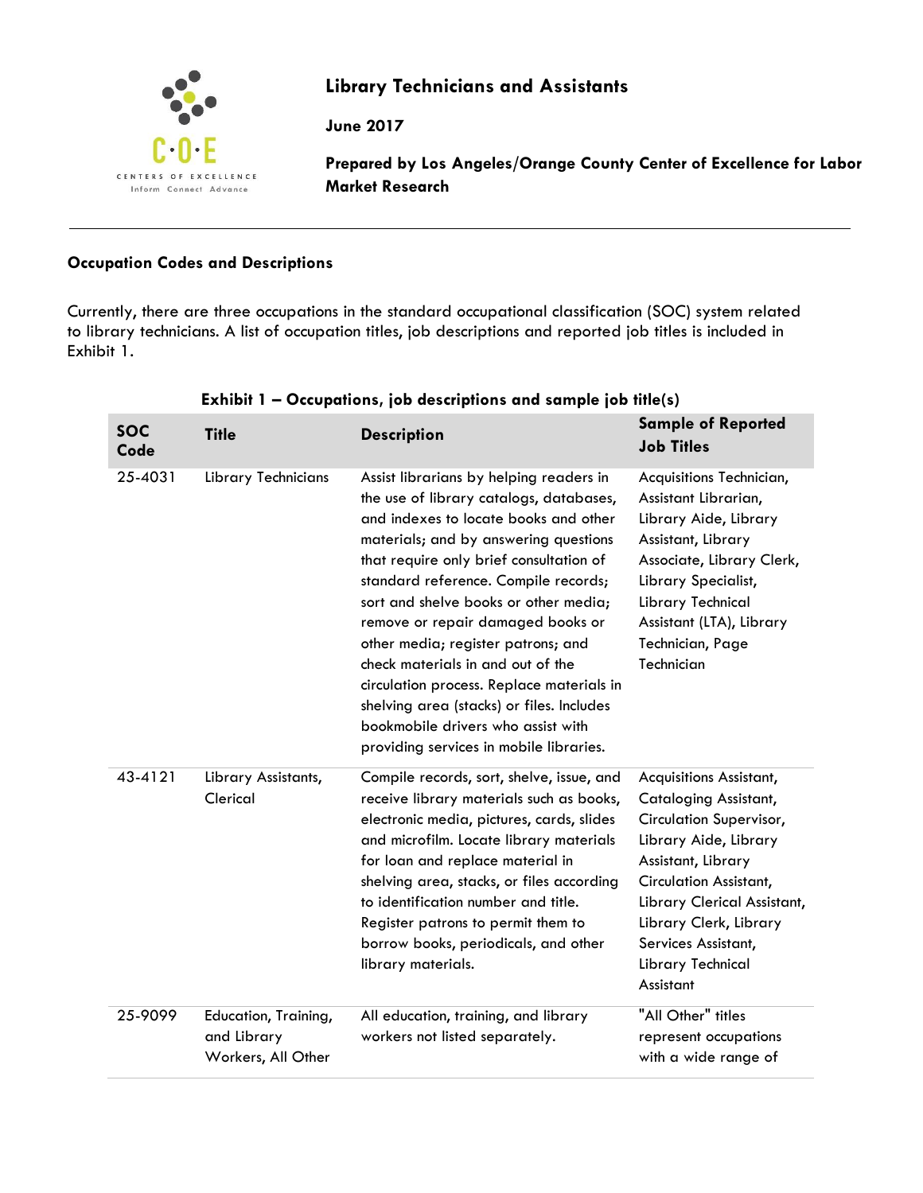# Library Technicians and Assistants

**June 2017**

**Prepared by Los Angeles/Orange County Center of Excellence for Labor Market Research**

## Occupation Codes and Descriptions

Currently, there are three occupations in the standard occupational classification (SOC) system related to library technicians. A list of occupation titles, job descriptions and reported job titles is included in Exhibit 1.

**Exhibit 1 – Occupations, job descriptions and sample job title(s)**

| SOC Code | Title | Description | Sample of Reported Job Titles |
|---|---|---|---|
| 25-4031 | Library Technicians | Assist librarians by helping readers in the use of library catalogs, databases, and indexes to locate books and other materials; and by answering questions that require only brief consultation of standard reference. Compile records; sort and shelve books or other media; remove or repair damaged books or other media; register patrons; and check materials in and out of the circulation process. Replace materials in shelving area (stacks) or files. Includes bookmobile drivers who assist with providing services in mobile libraries. | Acquisitions Technician, Assistant Librarian, Library Aide, Library Assistant, Library Associate, Library Clerk, Library Specialist, Library Technical Assistant (LTA), Library Technician, Page Technician |
| 43-4121 | Library Assistants, Clerical | Compile records, sort, shelve, issue, and receive library materials such as books, electronic media, pictures, cards, slides and microfilm. Locate library materials for loan and replace material in shelving area, stacks, or files according to identification number and title. Register patrons to permit them to borrow books, periodicals, and other library materials. | Acquisitions Assistant, Cataloging Assistant, Circulation Supervisor, Library Aide, Library Assistant, Library Circulation Assistant, Library Clerical Assistant, Library Clerk, Library Services Assistant, Library Technical Assistant |
| 25-9099 | Education, Training, and Library Workers, All Other | All education, training, and library workers not listed separately. | "All Other" titles represent occupations with a wide range of |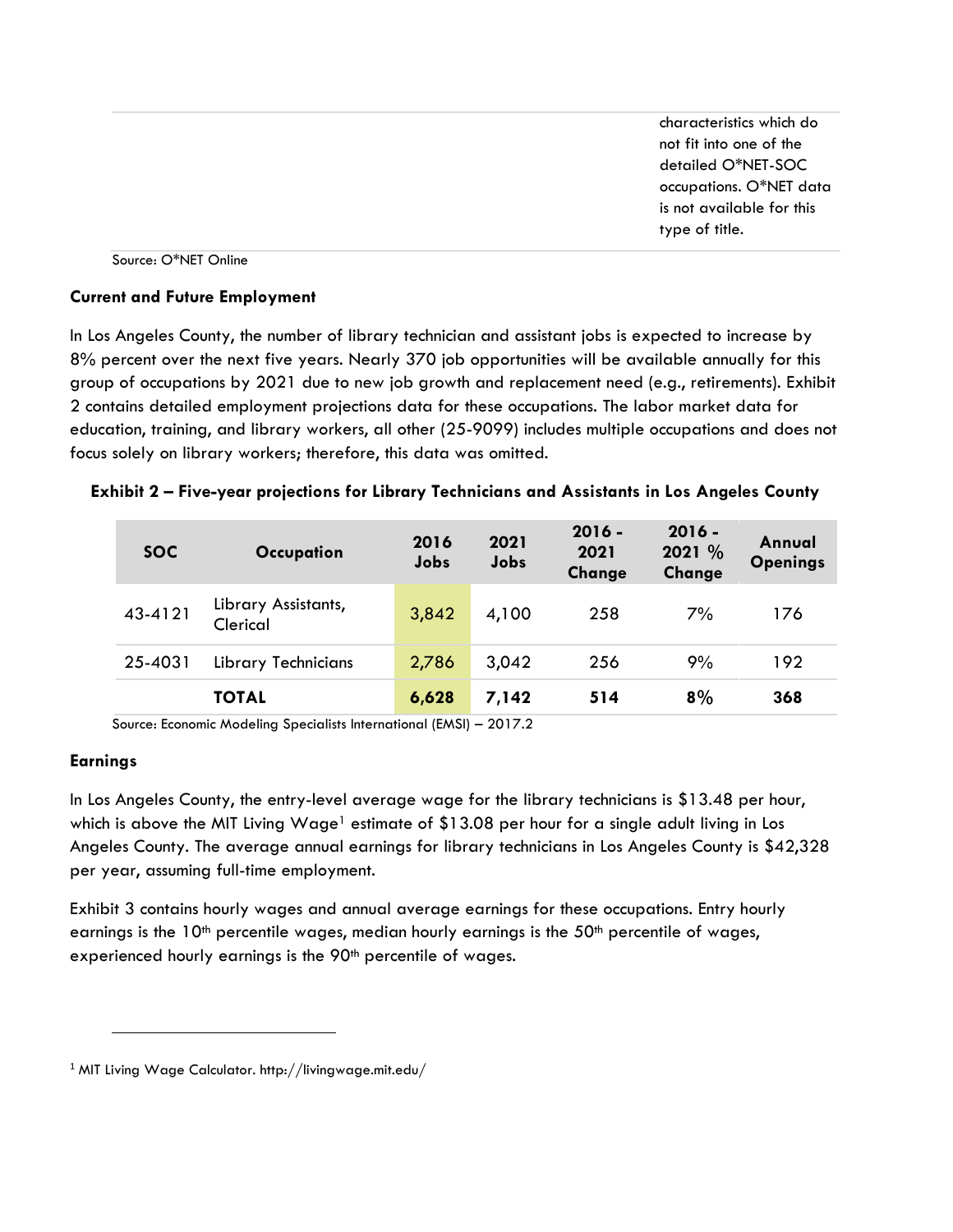| | characteristics which do not fit into one of the detailed O*NET-SOC occupations. O*NET data is not available for this type of title. |
|---|---|

Source: O*NET Online

**Current and Future Employment**

In Los Angeles County, the number of library technician and assistant jobs is expected to increase by 8% percent over the next five years. Nearly 370 job opportunities will be available annually for this group of occupations by 2021 due to new job growth and replacement need (e.g., retirements). Exhibit 2 contains detailed employment projections data for these occupations. The labor market data for education, training, and library workers, all other (25-9099) includes multiple occupations and does not focus solely on library workers; therefore, this data was omitted.

**Exhibit 2 – Five-year projections for Library Technicians and Assistants in Los Angeles County**

| SOC | Occupation | 2016 Jobs | 2021 Jobs | 2016 - 2021 Change | 2016 - 2021 % Change | Annual Openings |
|---|---|---|---|---|---|---|
| 43-4121 | Library Assistants, Clerical | 3,842 | 4,100 | 258 | 7% | 176 |
| 25-4031 | Library Technicians | 2,786 | 3,042 | 256 | 9% | 192 |
| | **TOTAL** | **6,628** | **7,142** | **514** | **8%** | **368** |

Source: Economic Modeling Specialists International (EMSI) – 2017.2

**Earnings**

In Los Angeles County, the entry-level average wage for the library technicians is $13.48 per hour, which is above the MIT Living Wage[1] estimate of $13.08 per hour for a single adult living in Los Angeles County. The average annual earnings for library technicians in Los Angeles County is $42,328 per year, assuming full-time employment.

Exhibit 3 contains hourly wages and annual average earnings for these occupations. Entry hourly earnings is the 10th percentile wages, median hourly earnings is the 50th percentile of wages, experienced hourly earnings is the 90th percentile of wages.

[1] MIT Living Wage Calculator. http://livingwage.mit.edu/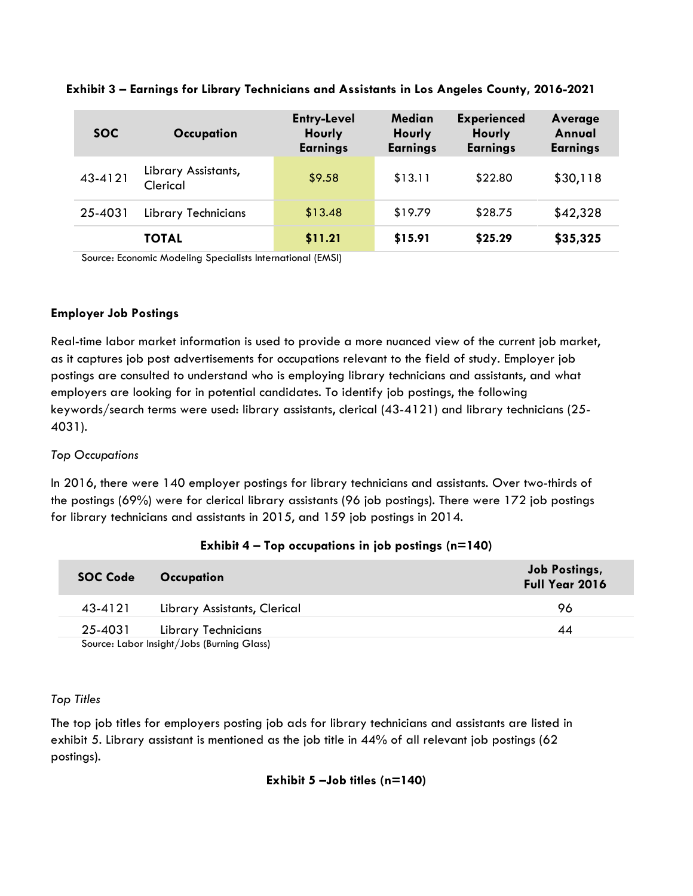**Exhibit 3 – Earnings for Library Technicians and Assistants in Los Angeles County, 2016-2021**

| SOC | Occupation | Entry-Level Hourly Earnings | Median Hourly Earnings | Experienced Hourly Earnings | Average Annual Earnings |
|---|---|---|---|---|---|
| 43-4121 | Library Assistants, Clerical | $9.58 | $13.11 | $22.80 | $30,118 |
| 25-4031 | Library Technicians | $13.48 | $19.79 | $28.75 | $42,328 |
| | **TOTAL** | **$11.21** | **$15.91** | **$25.29** | **$35,325** |

Source: Economic Modeling Specialists International (EMSI)

**Employer Job Postings**

Real-time labor market information is used to provide a more nuanced view of the current job market, as it captures job post advertisements for occupations relevant to the field of study. Employer job postings are consulted to understand who is employing library technicians and assistants, and what employers are looking for in potential candidates. To identify job postings, the following keywords/search terms were used: library assistants, clerical (43-4121) and library technicians (25-4031).

*Top Occupations*

In 2016, there were 140 employer postings for library technicians and assistants. Over two-thirds of the postings (69%) were for clerical library assistants (96 job postings). There were 172 job postings for library technicians and assistants in 2015, and 159 job postings in 2014.

**Exhibit 4 – Top occupations in job postings (n=140)**

| SOC Code | Occupation | Job Postings, Full Year 2016 |
|---|---|---|
| 43-4121 | Library Assistants, Clerical | 96 |
| 25-4031 | Library Technicians | 44 |

Source: Labor Insight/Jobs (Burning Glass)

*Top Titles*

The top job titles for employers posting job ads for library technicians and assistants are listed in exhibit 5. Library assistant is mentioned as the job title in 44% of all relevant job postings (62 postings).

**Exhibit 5 –Job titles (n=140)**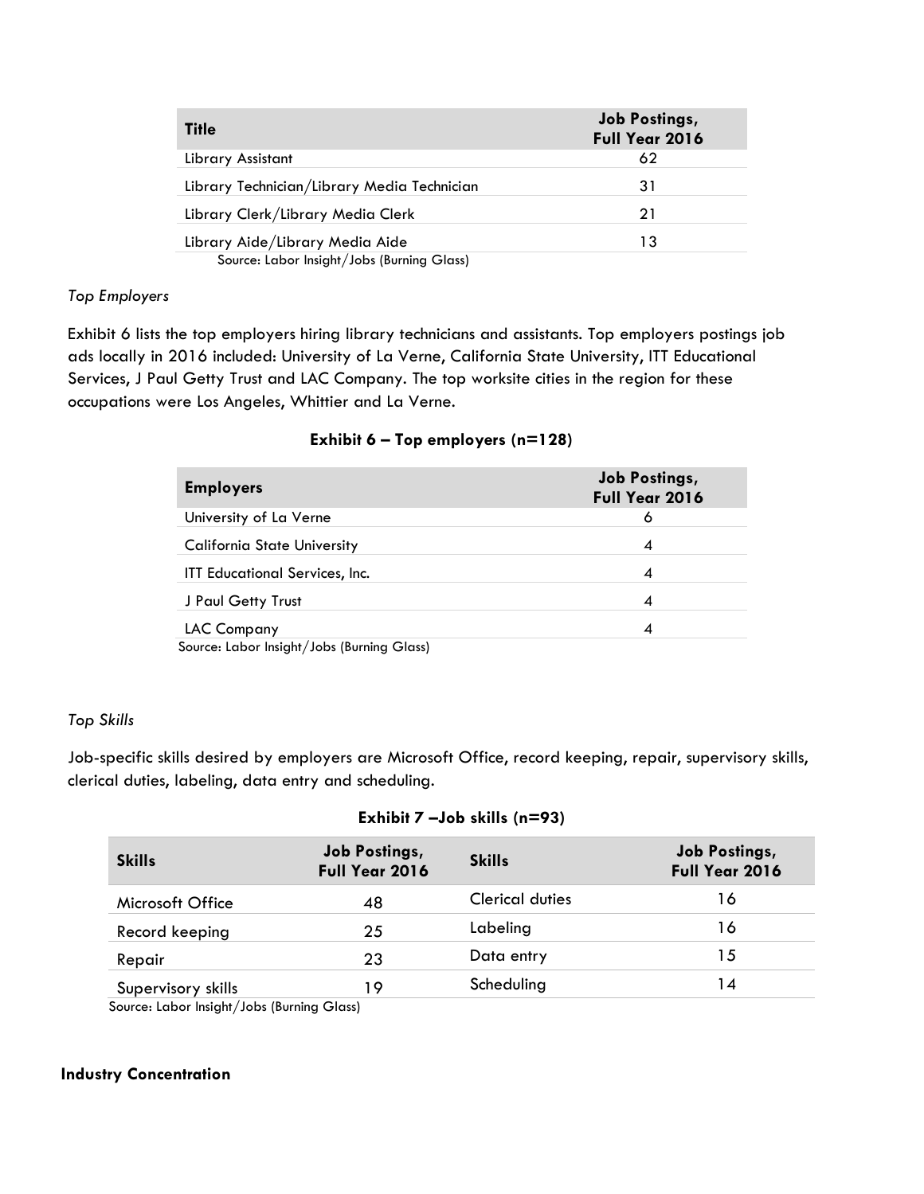| Title | Job Postings, Full Year 2016 |
| --- | --- |
| Library Assistant | 62 |
| Library Technician/Library Media Technician | 31 |
| Library Clerk/Library Media Clerk | 21 |
| Library Aide/Library Media Aide | 13 |

Source: Labor Insight/Jobs (Burning Glass)

*Top Employers*

Exhibit 6 lists the top employers hiring library technicians and assistants. Top employers postings job ads locally in 2016 included: University of La Verne, California State University, ITT Educational Services, J Paul Getty Trust and LAC Company. The top worksite cities in the region for these occupations were Los Angeles, Whittier and La Verne.

**Exhibit 6 – Top employers (n=128)**

| Employers | Job Postings, Full Year 2016 |
| --- | --- |
| University of La Verne | 6 |
| California State University | 4 |
| ITT Educational Services, Inc. | 4 |
| J Paul Getty Trust | 4 |
| LAC Company | 4 |

Source: Labor Insight/Jobs (Burning Glass)

*Top Skills*

Job-specific skills desired by employers are Microsoft Office, record keeping, repair, supervisory skills, clerical duties, labeling, data entry and scheduling.

**Exhibit 7 –Job skills (n=93)**

| Skills | Job Postings, Full Year 2016 | Skills | Job Postings, Full Year 2016 |
| --- | --- | --- | --- |
| Microsoft Office | 48 | Clerical duties | 16 |
| Record keeping | 25 | Labeling | 16 |
| Repair | 23 | Data entry | 15 |
| Supervisory skills | 19 | Scheduling | 14 |

Source: Labor Insight/Jobs (Burning Glass)

**Industry Concentration**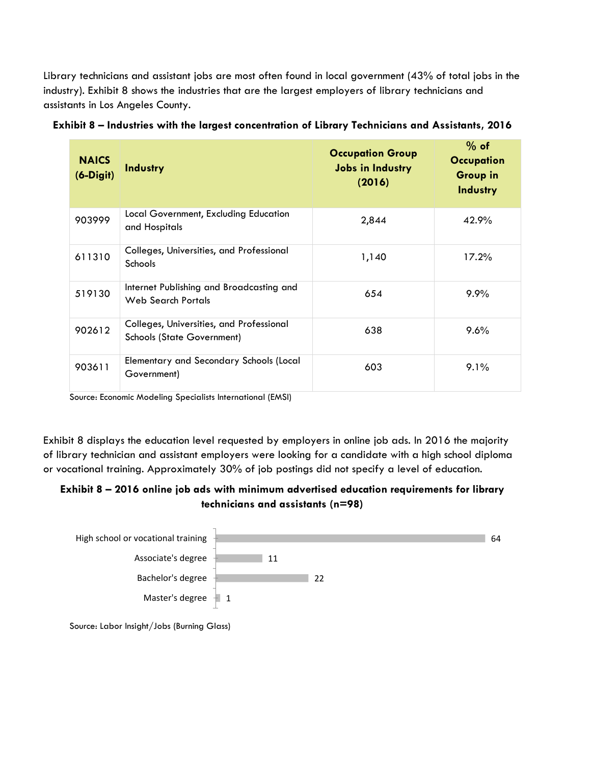Library technicians and assistant jobs are most often found in local government (43% of total jobs in the industry). Exhibit 8 shows the industries that are the largest employers of library technicians and assistants in Los Angeles County.

**Exhibit 8 – Industries with the largest concentration of Library Technicians and Assistants, 2016**

| NAICS (6-Digit) | Industry | Occupation Group Jobs in Industry (2016) | % of Occupation Group in Industry |
|---|---|---|---|
| 903999 | Local Government, Excluding Education and Hospitals | 2,844 | 42.9% |
| 611310 | Colleges, Universities, and Professional Schools | 1,140 | 17.2% |
| 519130 | Internet Publishing and Broadcasting and Web Search Portals | 654 | 9.9% |
| 902612 | Colleges, Universities, and Professional Schools (State Government) | 638 | 9.6% |
| 903611 | Elementary and Secondary Schools (Local Government) | 603 | 9.1% |

Source: Economic Modeling Specialists International (EMSI)

Exhibit 8 displays the education level requested by employers in online job ads. In 2016 the majority of library technician and assistant employers were looking for a candidate with a high school diploma or vocational training. Approximately 30% of job postings did not specify a level of education.

**Exhibit 8 – 2016 online job ads with minimum advertised education requirements for library technicians and assistants (n=98)**

| Education level | Job ads |
|---|---|
| High school or vocational training | 64 |
| Associate's degree | 11 |
| Bachelor's degree | 22 |
| Master's degree | 1 |

Source: Labor Insight/Jobs (Burning Glass)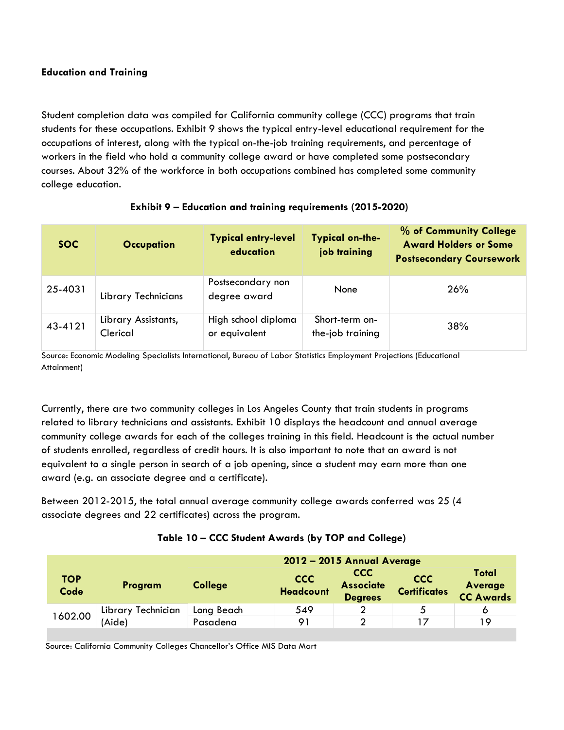**Education and Training**

Student completion data was compiled for California community college (CCC) programs that train students for these occupations. Exhibit 9 shows the typical entry-level educational requirement for the occupations of interest, along with the typical on-the-job training requirements, and percentage of workers in the field who hold a community college award or have completed some postsecondary courses. About 32% of the workforce in both occupations combined has completed some community college education.

**Exhibit 9 – Education and training requirements (2015-2020)**

| SOC | Occupation | Typical entry-level education | Typical on-the-job training | % of Community College Award Holders or Some Postsecondary Coursework |
|---|---|---|---|---|
| 25-4031 | Library Technicians | Postsecondary non degree award | None | 26% |
| 43-4121 | Library Assistants, Clerical | High school diploma or equivalent | Short-term on-the-job training | 38% |

Source: Economic Modeling Specialists International, Bureau of Labor Statistics Employment Projections (Educational Attainment)

Currently, there are two community colleges in Los Angeles County that train students in programs related to library technicians and assistants. Exhibit 10 displays the headcount and annual average community college awards for each of the colleges training in this field. Headcount is the actual number of students enrolled, regardless of credit hours. It is also important to note that an award is not equivalent to a single person in search of a job opening, since a student may earn more than one award (e.g. an associate degree and a certificate).

Between 2012-2015, the total annual average community college awards conferred was 25 (4 associate degrees and 22 certificates) across the program.

**Table 10 – CCC Student Awards (by TOP and College)**

| TOP Code | Program | College | 2012 – 2015 Annual Average | | | |
|---|---|---|---|---|---|---|
| | | | CCC Headcount | CCC Associate Degrees | CCC Certificates | Total Average CC Awards |
| 1602.00 | Library Technician (Aide) | Long Beach | 549 | 2 | 5 | 6 |
| | | Pasadena | 91 | 2 | 17 | 19 |

Source: California Community Colleges Chancellor's Office MIS Data Mart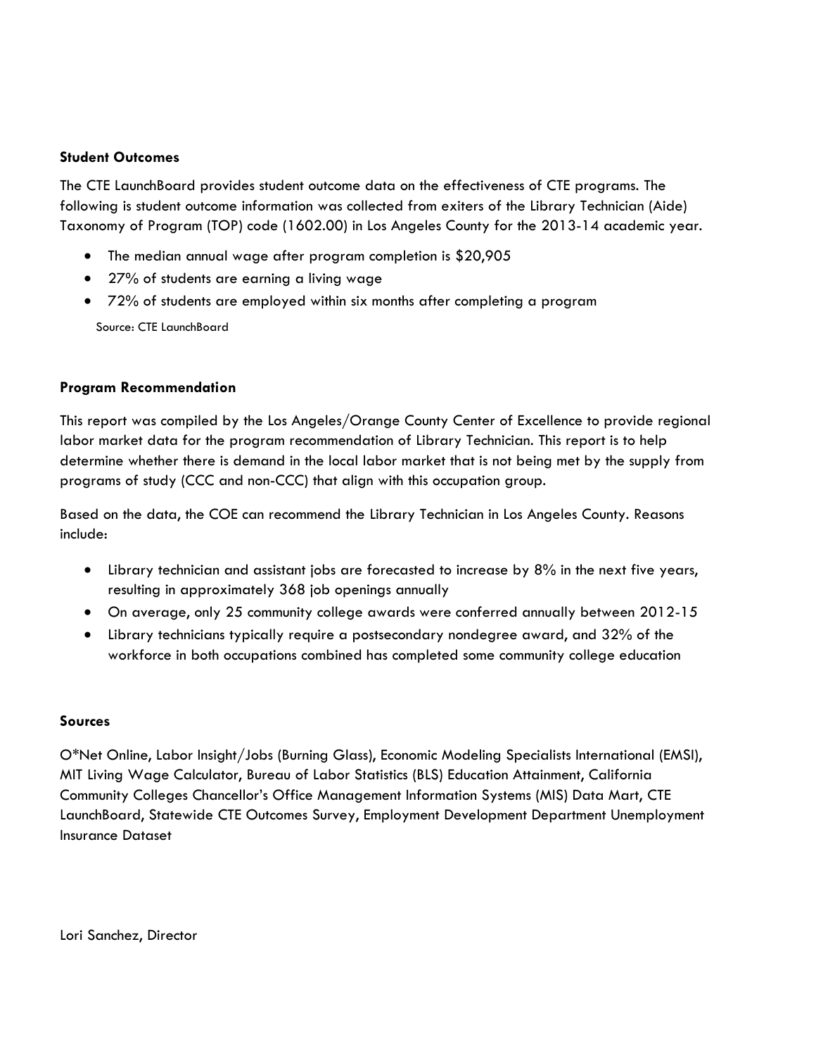**Student Outcomes**

The CTE LaunchBoard provides student outcome data on the effectiveness of CTE programs. The following is student outcome information was collected from exiters of the Library Technician (Aide) Taxonomy of Program (TOP) code (1602.00) in Los Angeles County for the 2013-14 academic year.

- The median annual wage after program completion is $20,905
- 27% of students are earning a living wage
- 72% of students are employed within six months after completing a program

Source: CTE LaunchBoard

**Program Recommendation**

This report was compiled by the Los Angeles/Orange County Center of Excellence to provide regional labor market data for the program recommendation of Library Technician. This report is to help determine whether there is demand in the local labor market that is not being met by the supply from programs of study (CCC and non-CCC) that align with this occupation group.

Based on the data, the COE can recommend the Library Technician in Los Angeles County. Reasons include:

- Library technician and assistant jobs are forecasted to increase by 8% in the next five years, resulting in approximately 368 job openings annually
- On average, only 25 community college awards were conferred annually between 2012-15
- Library technicians typically require a postsecondary nondegree award, and 32% of the workforce in both occupations combined has completed some community college education

**Sources**

O*Net Online, Labor Insight/Jobs (Burning Glass), Economic Modeling Specialists International (EMSI), MIT Living Wage Calculator, Bureau of Labor Statistics (BLS) Education Attainment, California Community Colleges Chancellor's Office Management Information Systems (MIS) Data Mart, CTE LaunchBoard, Statewide CTE Outcomes Survey, Employment Development Department Unemployment Insurance Dataset

Lori Sanchez, Director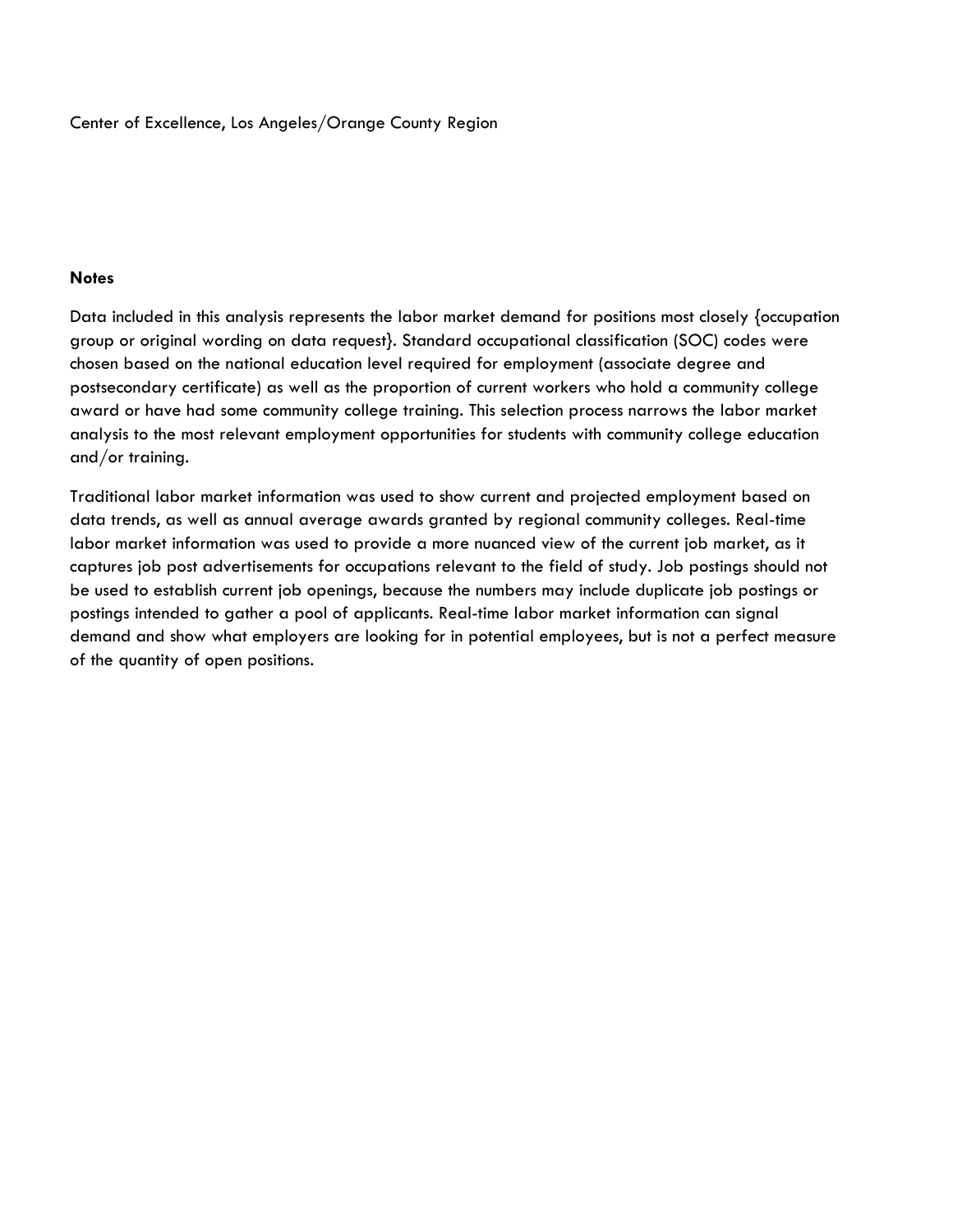Center of Excellence, Los Angeles/Orange County Region

**Notes**

Data included in this analysis represents the labor market demand for positions most closely {occupation group or original wording on data request}. Standard occupational classification (SOC) codes were chosen based on the national education level required for employment (associate degree and postsecondary certificate) as well as the proportion of current workers who hold a community college award or have had some community college training. This selection process narrows the labor market analysis to the most relevant employment opportunities for students with community college education and/or training.

Traditional labor market information was used to show current and projected employment based on data trends, as well as annual average awards granted by regional community colleges. Real-time labor market information was used to provide a more nuanced view of the current job market, as it captures job post advertisements for occupations relevant to the field of study. Job postings should not be used to establish current job openings, because the numbers may include duplicate job postings or postings intended to gather a pool of applicants. Real-time labor market information can signal demand and show what employers are looking for in potential employees, but is not a perfect measure of the quantity of open positions.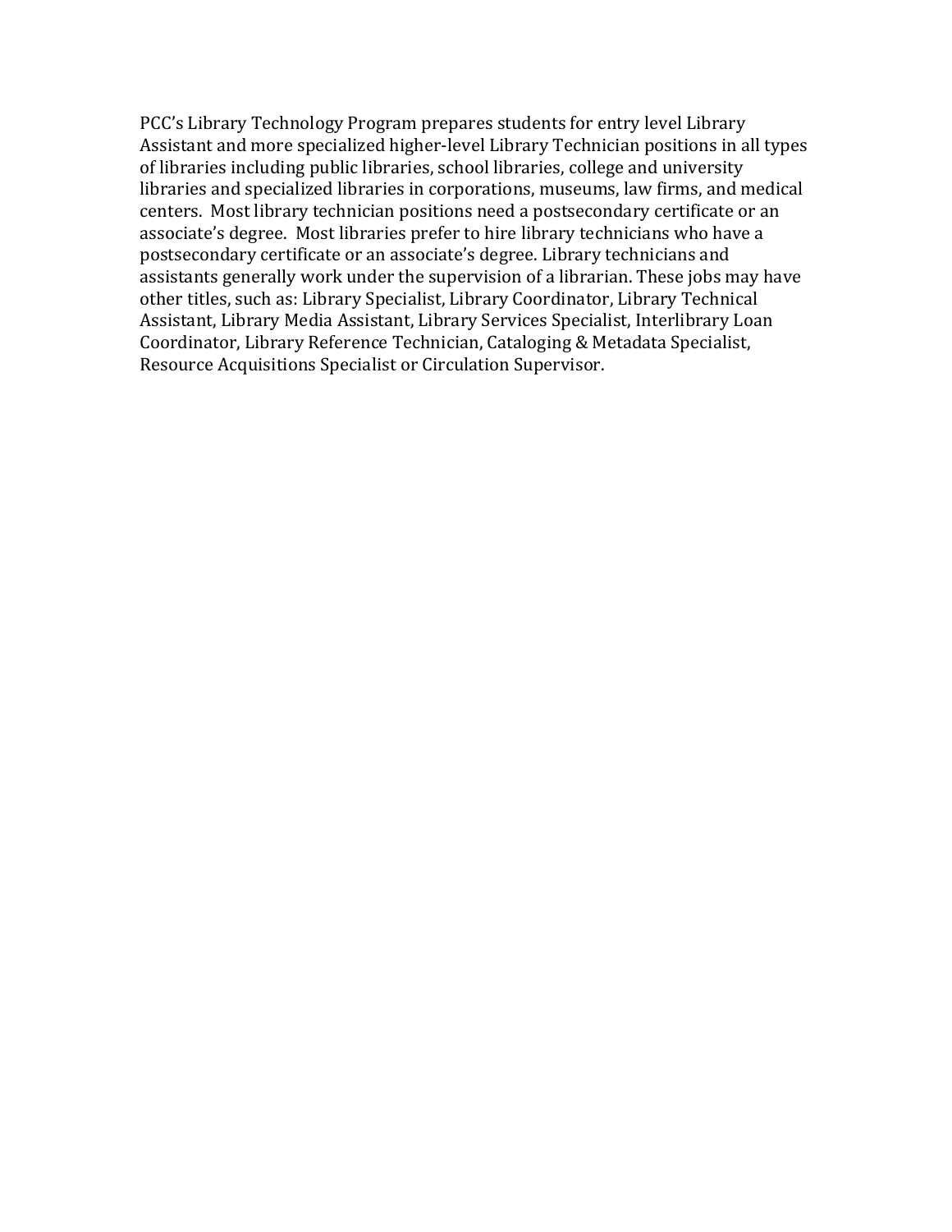PCC's Library Technology Program prepares students for entry level Library Assistant and more specialized higher-level Library Technician positions in all types of libraries including public libraries, school libraries, college and university libraries and specialized libraries in corporations, museums, law firms, and medical centers. Most library technician positions need a postsecondary certificate or an associate's degree. Most libraries prefer to hire library technicians who have a postsecondary certificate or an associate's degree. Library technicians and assistants generally work under the supervision of a librarian. These jobs may have other titles, such as: Library Specialist, Library Coordinator, Library Technical Assistant, Library Media Assistant, Library Services Specialist, Interlibrary Loan Coordinator, Library Reference Technician, Cataloging & Metadata Specialist, Resource Acquisitions Specialist or Circulation Supervisor.